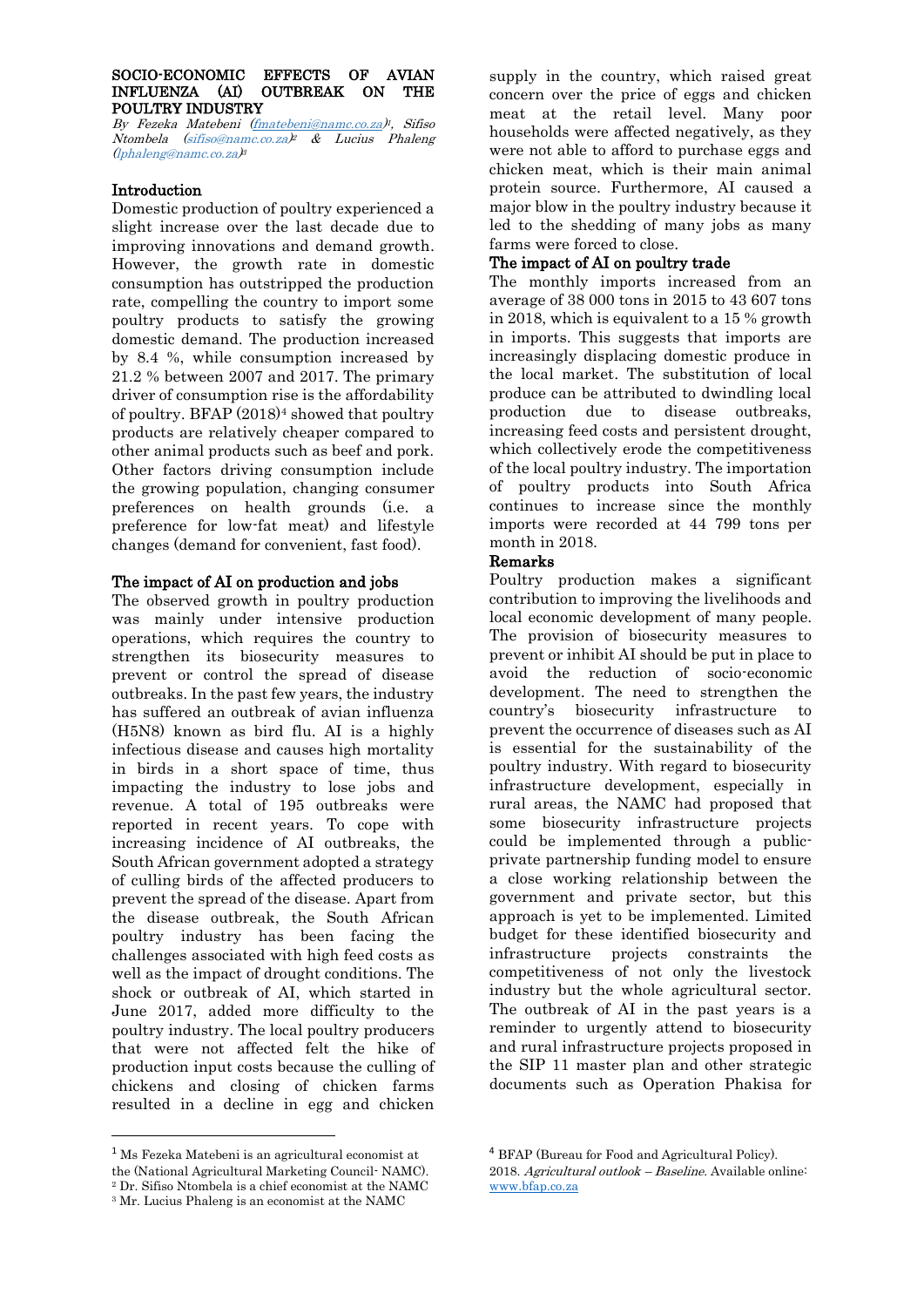# SOCIO-ECONOMIC EFFECTS OF AVIAN INFLUENZA (AI) OUTBREAK ON THE POULTRY INDUSTRY

*By Fezeka Matebeni (fmatebeni@namc.co.za)[1], Sifiso Ntombela (sifiso@namc.co.za)[2] & Lucius Phaleng (lphaleng@namc.co.za)[3]*

## Introduction

Domestic production of poultry experienced a slight increase over the last decade due to improving innovations and demand growth. However, the growth rate in domestic consumption has outstripped the production rate, compelling the country to import some poultry products to satisfy the growing domestic demand. The production increased by 8.4 %, while consumption increased by 21.2 % between 2007 and 2017. The primary driver of consumption rise is the affordability of poultry. BFAP (2018)[4] showed that poultry products are relatively cheaper compared to other animal products such as beef and pork. Other factors driving consumption include the growing population, changing consumer preferences on health grounds (i.e. a preference for low-fat meat) and lifestyle changes (demand for convenient, fast food).

## The impact of AI on production and jobs

The observed growth in poultry production was mainly under intensive production operations, which requires the country to strengthen its biosecurity measures to prevent or control the spread of disease outbreaks. In the past few years, the industry has suffered an outbreak of avian influenza (H5N8) known as bird flu. AI is a highly infectious disease and causes high mortality in birds in a short space of time, thus impacting the industry to lose jobs and revenue. A total of 195 outbreaks were reported in recent years. To cope with increasing incidence of AI outbreaks, the South African government adopted a strategy of culling birds of the affected producers to prevent the spread of the disease. Apart from the disease outbreak, the South African poultry industry has been facing the challenges associated with high feed costs as well as the impact of drought conditions. The shock or outbreak of AI, which started in June 2017, added more difficulty to the poultry industry. The local poultry producers that were not affected felt the hike of production input costs because the culling of chickens and closing of chicken farms resulted in a decline in egg and chicken supply in the country, which raised great concern over the price of eggs and chicken meat at the retail level. Many poor households were affected negatively, as they were not able to afford to purchase eggs and chicken meat, which is their main animal protein source. Furthermore, AI caused a major blow in the poultry industry because it led to the shedding of many jobs as many farms were forced to close.

## The impact of AI on poultry trade

The monthly imports increased from an average of 38 000 tons in 2015 to 43 607 tons in 2018, which is equivalent to a 15 % growth in imports. This suggests that imports are increasingly displacing domestic produce in the local market. The substitution of local produce can be attributed to dwindling local production due to disease outbreaks, increasing feed costs and persistent drought, which collectively erode the competitiveness of the local poultry industry. The importation of poultry products into South Africa continues to increase since the monthly imports were recorded at 44 799 tons per month in 2018.

## Remarks

Poultry production makes a significant contribution to improving the livelihoods and local economic development of many people. The provision of biosecurity measures to prevent or inhibit AI should be put in place to avoid the reduction of socio-economic development. The need to strengthen the country's biosecurity infrastructure to prevent the occurrence of diseases such as AI is essential for the sustainability of the poultry industry. With regard to biosecurity infrastructure development, especially in rural areas, the NAMC had proposed that some biosecurity infrastructure projects could be implemented through a public-private partnership funding model to ensure a close working relationship between the government and private sector, but this approach is yet to be implemented. Limited budget for these identified biosecurity and infrastructure projects constraints the competitiveness of not only the livestock industry but the whole agricultural sector. The outbreak of AI in the past years is a reminder to urgently attend to biosecurity and rural infrastructure projects proposed in the SIP 11 master plan and other strategic documents such as Operation Phakisa for

---

[1] Ms Fezeka Matebeni is an agricultural economist at the (National Agricultural Marketing Council- NAMC).

[2] Dr. Sifiso Ntombela is a chief economist at the NAMC

[3] Mr. Lucius Phaleng is an economist at the NAMC

[4] BFAP (Bureau for Food and Agricultural Policy). 2018. *Agricultural outlook – Baseline*. Available online: www.bfap.co.za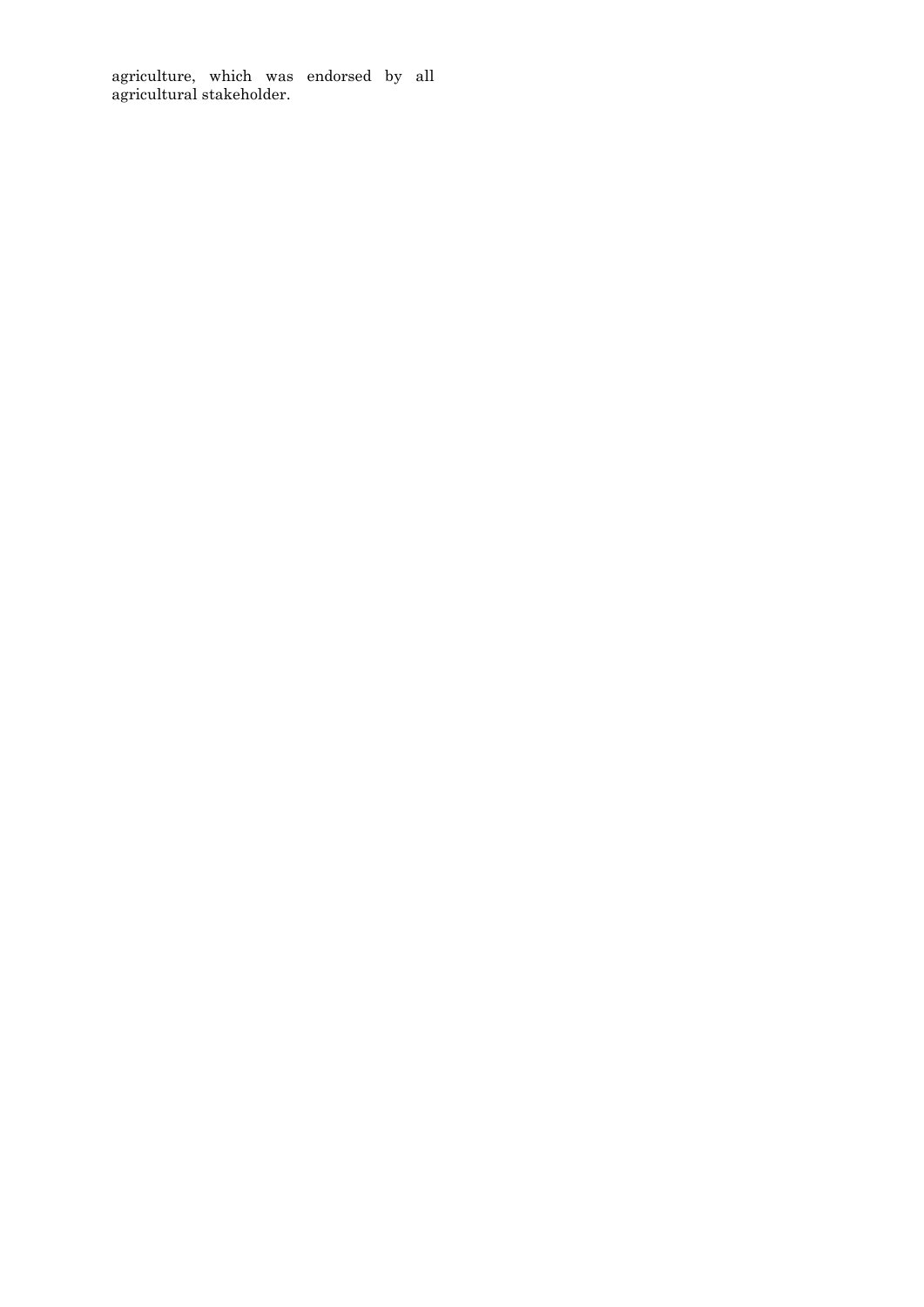agriculture, which was endorsed by all agricultural stakeholder.